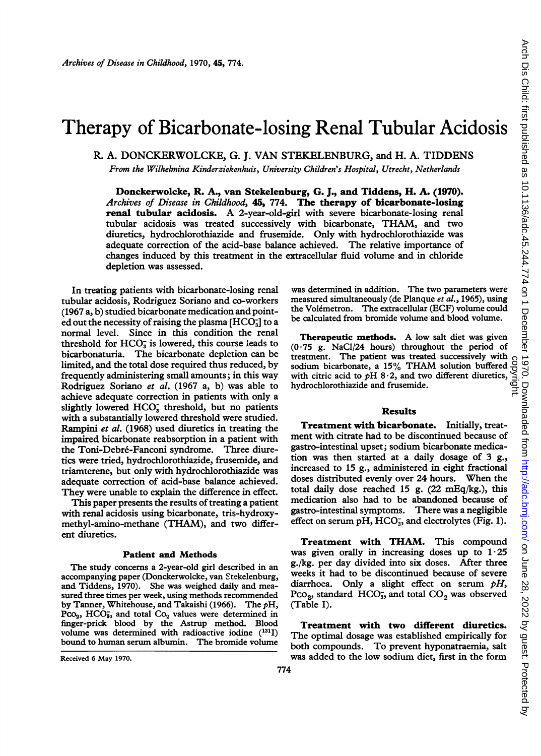# Therapy of Bicarbonate-losing Renal Tubular Acidosis

R. A. DONCKERWOLCKE, G. J. VAN STEKELENBURG, and H. A. TIDDENS

*From the Wilhelmina Kinderziekenhuis, University Children's Hospital, Utrecht, Netherlands*

**Donckerwolcke, R. A., van Stekelenburg, G. J., and Tiddens, H. A. (1970).** *Archives of Disease in Childhood*, **45**, 774. **The therapy of bicarbonate-losing renal tubular acidosis.** A 2-year-old-girl with severe bicarbonate-losing renal tubular acidosis was treated successively with bicarbonate, THAM, and two diuretics, hydrochlorothiazide and frusemide. Only with hydrochlorothiazide was adequate correction of the acid-base balance achieved. The relative importance of changes induced by this treatment in the extracellular fluid volume and in chloride depletion was assessed.

In treating patients with bicarbonate-losing renal tubular acidosis, Rodriguez Soriano and co-workers (1967 a, b) studied bicarbonate medication and pointed out the necessity of raising the plasma [$HCO_3^-$] to a normal level. Since in this condition the renal threshold for $HCO_3^-$ is lowered, this course leads to bicarbonaturia. The bicarbonate depletion can be limited, and the total dose required thus reduced, by frequently administering small amounts; in this way Rodriguez Soriano *et al.* (1967 a, b) was able to achieve adequate correction in patients with only a slightly lowered $HCO_3^-$ threshold, but no patients with a substantially lowered threshold were studied. Rampini *et al.* (1968) used diuretics in treating the impaired bicarbonate reabsorption in a patient with the Toni-Debré-Fanconi syndrome. Three diuretics were tried, hydrochlorothiazide, frusemide, and triamterene, but only with hydrochlorothiazide was adequate correction of acid-base balance achieved. They were unable to explain the difference in effect.

This paper presents the results of treating a patient with renal acidosis using bicarbonate, tris-hydroxymethyl-amino-methane (THAM), and two different diuretics.

## Patient and Methods

The study concerns a 2-year-old girl described in an accompanying paper (Donckerwolcke, van Stekelenburg, and Tiddens, 1970). She was weighed daily and measured three times per week, using methods recommended by Tanner, Whitehouse, and Takaishi (1966). The *p*H, $Pco_2$, $HCO_3^-$, and total $Co_2$ values were determined in finger-prick blood by the Astrup method. Blood volume was determined with radioactive iodine ($^{131}I$) bound to human serum albumin. The bromide volume was determined in addition. The two parameters were measured simultaneously (de Planque *et al.*, 1965), using the Volémetron. The extracellular (ECF) volume could be calculated from bromide volume and blood volume.

**Therapeutic methods.** A low salt diet was given (0·75 g. NaCl/24 hours) throughout the period of treatment. The patient was treated successively with sodium bicarbonate, a 15% THAM solution buffered with citric acid to *p*H 8·2, and two different diuretics, hydrochlorothiazide and frusemide.

## Results

**Treatment with bicarbonate.** Initially, treatment with citrate had to be discontinued because of gastro-intestinal upset; sodium bicarbonate medication was then started at a daily dosage of 3 g., increased to 15 g., administered in eight fractional doses distributed evenly over 24 hours. When the total daily dose reached 15 g. (22 mEq/kg.), this medication also had to be abandoned because of gastro-intestinal symptoms. There was a negligible effect on serum pH, $HCO_3^-$, and electrolytes (Fig. 1).

**Treatment with THAM.** This compound was given orally in increasing doses up to 1·25 g./kg. per day divided into six doses. After three weeks it had to be discontinued because of severe diarrhoea. Only a slight effect on serum *pH*, $Pco_2$, standard $HCO_3^-$, and total $CO_2$ was observed (Table I).

**Treatment with two different diuretics.** The optimal dosage was established empirically for both compounds. To prevent hyponatraemia, salt was added to the low sodium diet, first in the form

Received 6 May 1970.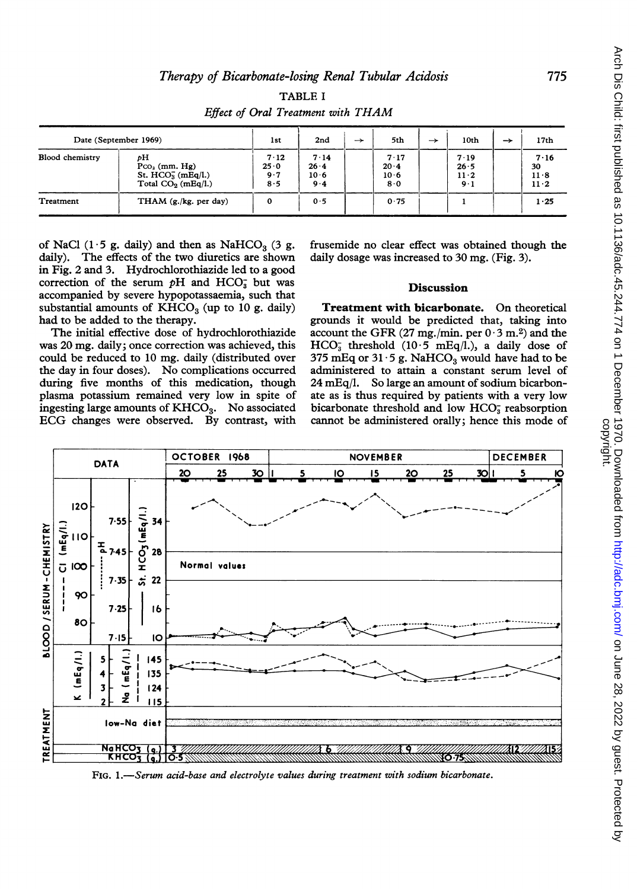TABLE I

*Effect of Oral Treatment with THAM*

| Date (September 1969) | | 1st | 2nd | → | 5th | → | 10th | → | 17th |
|---|---|---|---|---|---|---|---|---|---|
| Blood chemistry | $pH$ | 7·12 | 7·14 | | 7·17 | | 7·19 | | 7·16 |
| | $Pco_2$ (mm. Hg) | 25·0 | 26·4 | | 20·4 | | 26·5 | | 30 |
| | St. $HCO_3^-$ (mEq/l.) | 9·7 | 10·6 | | 10·6 | | 11·2 | | 11·8 |
| | Total $CO_2$ (mEq/l.) | 8·5 | 9·4 | | 8·0 | | 9·1 | | 11·2 |
| Treatment | THAM (g./kg. per day) | 0 | 0·5 | | 0·75 | | 1 | | 1·25 |

of NaCl (1·5 g. daily) and then as $NaHCO_3$ (3 g. daily). The effects of the two diuretics are shown in Fig. 2 and 3. Hydrochlorothiazide led to a good correction of the serum $pH$ and $HCO_3^-$ but was accompanied by severe hypopotassaemia, such that substantial amounts of $KHCO_3$ (up to 10 g. daily) had to be added to the therapy.

The initial effective dose of hydrochlorothiazide was 20 mg. daily; once correction was achieved, this could be reduced to 10 mg. daily (distributed over the day in four doses). No complications occurred during five months of this medication, though plasma potassium remained very low in spite of ingesting large amounts of $KHCO_3$. No associated ECG changes were observed. By contrast, with frusemide no clear effect was obtained though the daily dosage was increased to 30 mg. (Fig. 3).

## Discussion

**Treatment with bicarbonate.** On theoretical grounds it would be predicted that, taking into account the GFR (27 mg./min. per 0·3 m.[2]) and the $HCO_3^-$ threshold (10·5 mEq/l.), a daily dose of 375 mEq or 31·5 g. $NaHCO_3$ would have had to be administered to attain a constant serum level of 24 mEq/l. So large an amount of sodium bicarbonate as is thus required by patients with a very low bicarbonate threshold and low $HCO_3^-$ reabsorption cannot be administered orally; hence this mode of

FIG. 1.—*Serum acid-base and electrolyte values during treatment with sodium bicarbonate.*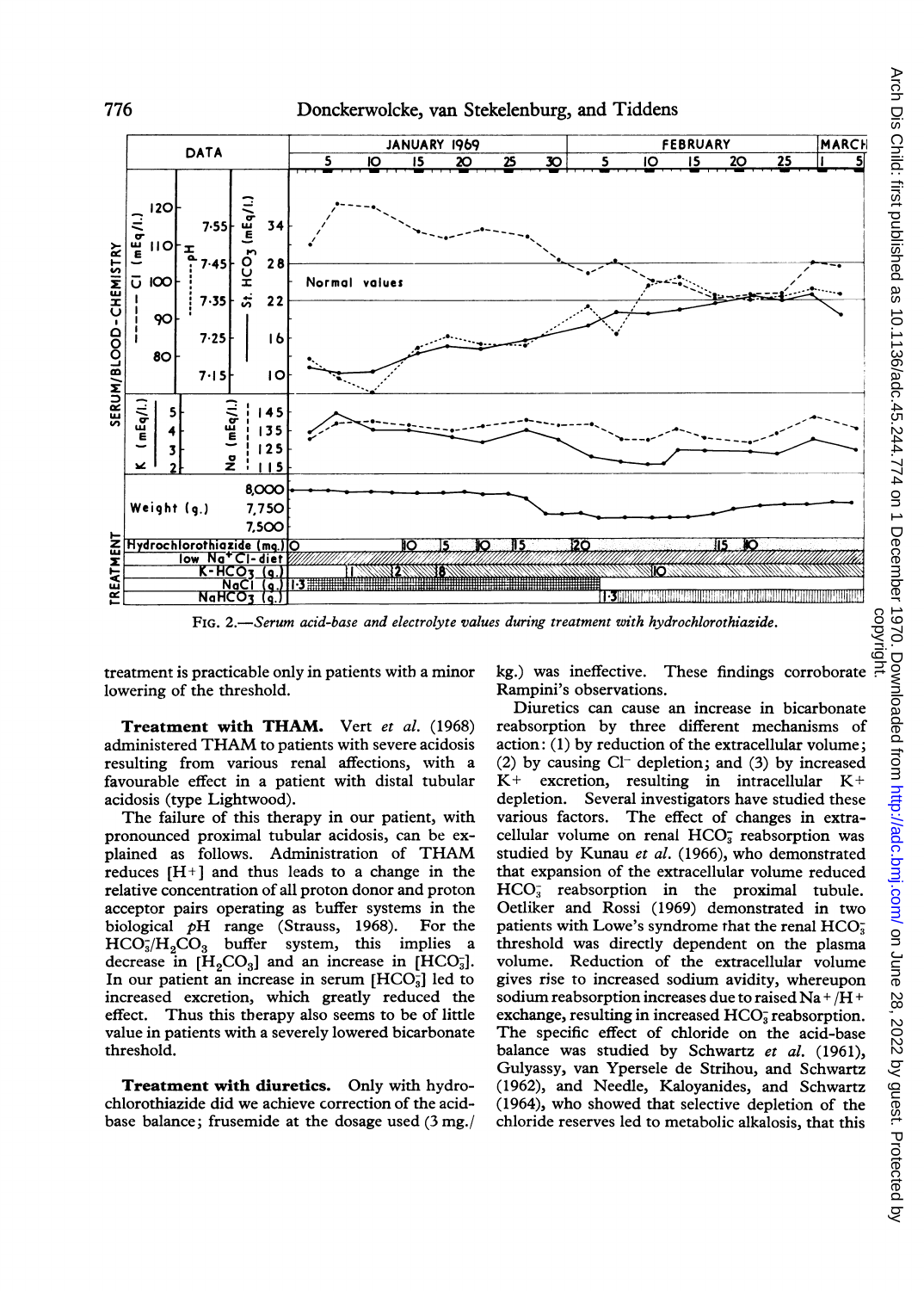FIG. 2.—*Serum acid-base and electrolyte values during treatment with hydrochlorothiazide.*

treatment is practicable only in patients with a minor lowering of the threshold.

**Treatment with THAM.** Vert *et al.* (1968) administered THAM to patients with severe acidosis resulting from various renal affections, with a favourable effect in a patient with distal tubular acidosis (type Lightwood).

The failure of this therapy in our patient, with pronounced proximal tubular acidosis, can be explained as follows. Administration of THAM reduces $[H^+]$ and thus leads to a change in the relative concentration of all proton donor and proton acceptor pairs operating as buffer systems in the biological *p*H range (Strauss, 1968). For the $HCO_3^-/H_2CO_3$ buffer system, this implies a decrease in $[H_2CO_3]$ and an increase in $[HCO_3^-]$. In our patient an increase in serum $[HCO_3^-]$ led to increased excretion, which greatly reduced the effect. Thus this therapy also seems to be of little value in patients with a severely lowered bicarbonate threshold.

**Treatment with diuretics.** Only with hydrochlorothiazide did we achieve correction of the acid-base balance; frusemide at the dosage used (3 mg./kg.) was ineffective. These findings corroborate Rampini's observations.

Diuretics can cause an increase in bicarbonate reabsorption by three different mechanisms of action: (1) by reduction of the extracellular volume; (2) by causing $Cl^-$ depletion; and (3) by increased $K^+$ excretion, resulting in intracellular $K^+$ depletion. Several investigators have studied these various factors. The effect of changes in extracellular volume on renal $HCO_3^-$ reabsorption was studied by Kunau *et al.* (1966), who demonstrated that expansion of the extracellular volume reduced $HCO_3^-$ reabsorption in the proximal tubule. Oetliker and Rossi (1969) demonstrated in two patients with Lowe's syndrome that the renal $HCO_3^-$ threshold was directly dependent on the plasma volume. Reduction of the extracellular volume gives rise to increased sodium avidity, whereupon sodium reabsorption increases due to raised $Na^+/H^+$ exchange, resulting in increased $HCO_3^-$ reabsorption. The specific effect of chloride on the acid-base balance was studied by Schwartz *et al.* (1961), Gulyassy, van Ypersele de Strihou, and Schwartz (1962), and Needle, Kaloyanides, and Schwartz (1964), who showed that selective depletion of the chloride reserves led to metabolic alkalosis, that this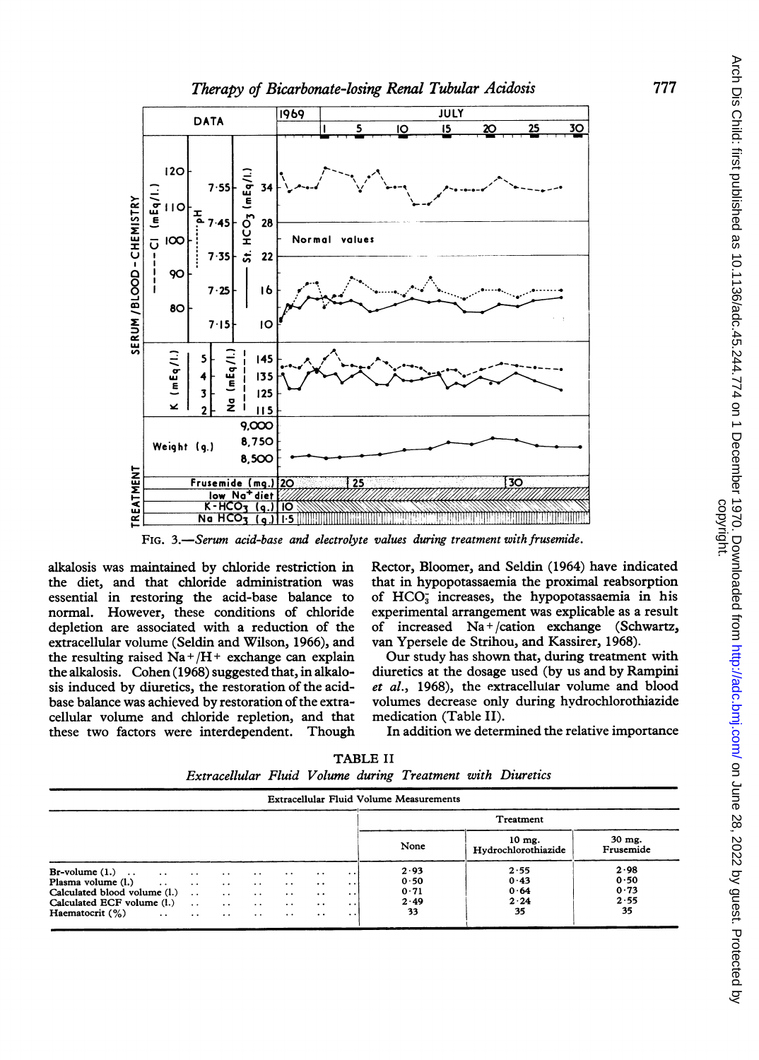FIG. 3.—*Serum acid-base and electrolyte values during treatment with frusemide.*

alkalosis was maintained by chloride restriction in the diet, and that chloride administration was essential in restoring the acid-base balance to normal. However, these conditions of chloride depletion are associated with a reduction of the extracellular volume (Seldin and Wilson, 1966), and the resulting raised $Na^+/H^+$ exchange can explain the alkalosis. Cohen (1968) suggested that, in alkalosis induced by diuretics, the restoration of the acid-base balance was achieved by restoration of the extracellular volume and chloride repletion, and that these two factors were interdependent. Though Rector, Bloomer, and Seldin (1964) have indicated that in hypopotassaemia the proximal reabsorption of $HCO_3^-$ increases, the hypopotassaemia in his experimental arrangement was explicable as a result of increased $Na^+$/cation exchange (Schwartz, van Ypersele de Strihou, and Kassirer, 1968).

Our study has shown that, during treatment with diuretics at the dosage used (by us and by Rampini *et al.*, 1968), the extracellular volume and blood volumes decrease only during hydrochlorothiazide medication (Table II).

In addition we determined the relative importance

TABLE II
*Extracellular Fluid Volume during Treatment with Diuretics*

| Extracellular Fluid Volume Measurements | Treatment | | |
|---|---|---|---|
| | None | 10 mg. Hydrochlorothiazide | 30 mg. Frusemide |
| Br-volume (l.) | 2·93 | 2·55 | 2·98 |
| Plasma volume (l.) | 0·50 | 0·43 | 0·50 |
| Calculated blood volume (l.) | 0·71 | 0·64 | 0·73 |
| Calculated ECF volume (l.) | 2·49 | 2·24 | 2·55 |
| Haematocrit (%) | 33 | 35 | 35 |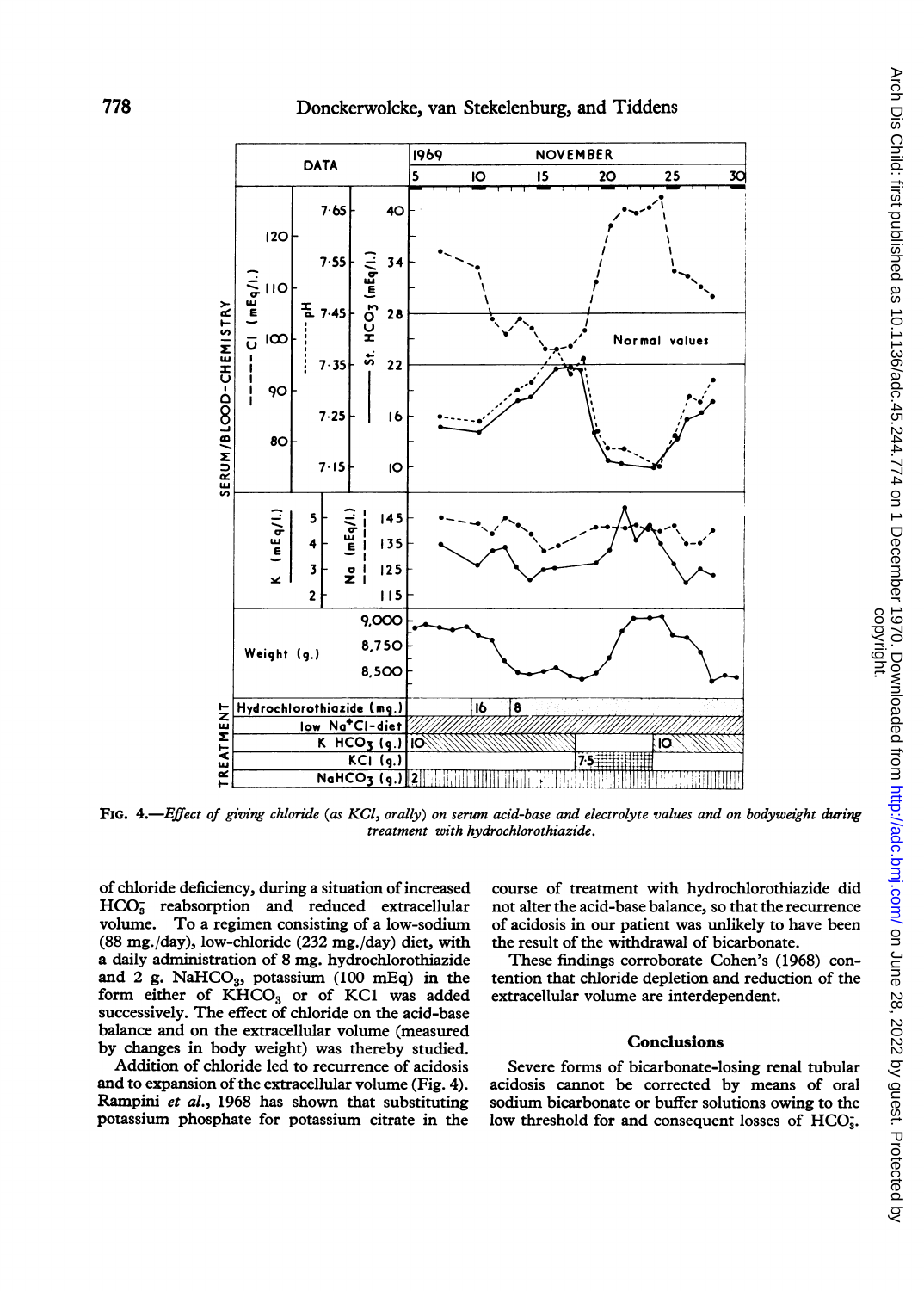FIG. 4.—*Effect of giving chloride (as KCl, orally) on serum acid-base and electrolyte values and on bodyweight during treatment with hydrochlorothiazide.*

of chloride deficiency, during a situation of increased $HCO_3^-$ reabsorption and reduced extracellular volume. To a regimen consisting of a low-sodium (88 mg./day), low-chloride (232 mg./day) diet, with a daily administration of 8 mg. hydrochlorothiazide and 2 g. $NaHCO_3$, potassium (100 mEq) in the form either of $KHCO_3$ or of KCl was added successively. The effect of chloride on the acid-base balance and on the extracellular volume (measured by changes in body weight) was thereby studied.

Addition of chloride led to recurrence of acidosis and to expansion of the extracellular volume (Fig. 4). Rampini *et al.*, 1968 has shown that substituting potassium phosphate for potassium citrate in the course of treatment with hydrochlorothiazide did not alter the acid-base balance, so that the recurrence of acidosis in our patient was unlikely to have been the result of the withdrawal of bicarbonate.

These findings corroborate Cohen's (1968) contention that chloride depletion and reduction of the extracellular volume are interdependent.

## Conclusions

Severe forms of bicarbonate-losing renal tubular acidosis cannot be corrected by means of oral sodium bicarbonate or buffer solutions owing to the low threshold for and consequent losses of $HCO_3^-$.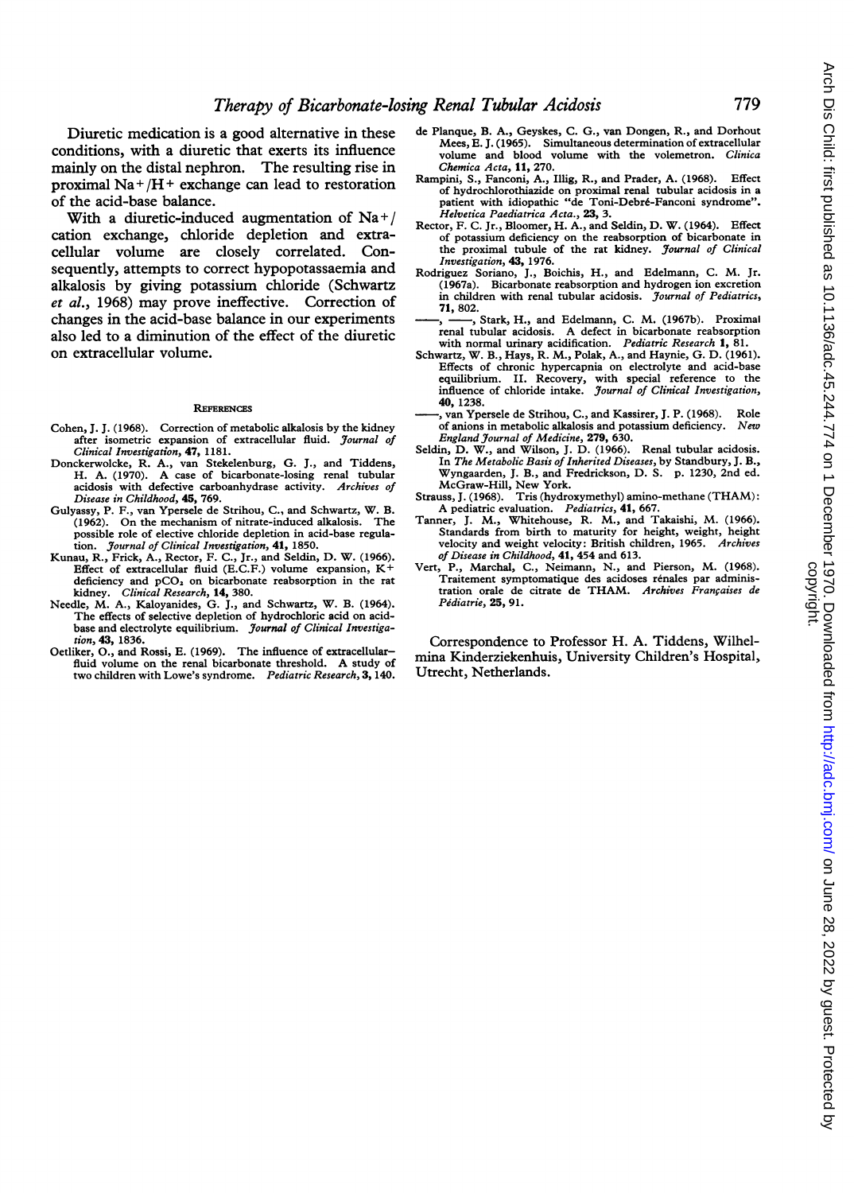Diuretic medication is a good alternative in these conditions, with a diuretic that exerts its influence mainly on the distal nephron. The resulting rise in proximal $Na^+/H^+$ exchange can lead to restoration of the acid-base balance.

With a diuretic-induced augmentation of $Na^+/$ cation exchange, chloride depletion and extracellular volume are closely correlated. Consequently, attempts to correct hypopotassaemia and alkalosis by giving potassium chloride (Schwartz *et al.*, 1968) may prove ineffective. Correction of changes in the acid-base balance in our experiments also led to a diminution of the effect of the diuretic on extracellular volume.

## References

Cohen, J. J. (1968). Correction of metabolic alkalosis by the kidney after isometric expansion of extracellular fluid. *Journal of Clinical Investigation*, **47**, 1181.

Donckerwolcke, R. A., van Stekelenburg, G. J., and Tiddens, H. A. (1970). A case of bicarbonate-losing renal tubular acidosis with defective carboanhydrase activity. *Archives of Disease in Childhood*, **45**, 769.

Gulyassy, P. F., van Ypersele de Strihou, C., and Schwartz, W. B. (1962). On the mechanism of nitrate-induced alkalosis. The possible role of elective chloride depletion in acid-base regulation. *Journal of Clinical Investigation*, **41**, 1850.

Kunau, R., Frick, A., Rector, F. C., Jr., and Seldin, D. W. (1966). Effect of extracellular fluid (E.C.F.) volume expansion, K+ deficiency and $pCO_2$ on bicarbonate reabsorption in the rat kidney. *Clinical Research*, **14**, 380.

Needle, M. A., Kaloyanides, G. J., and Schwartz, W. B. (1964). The effects of selective depletion of hydrochloric acid on acid-base and electrolyte equilibrium. *Journal of Clinical Investigation*, **43**, 1836.

Oetliker, O., and Rossi, E. (1969). The influence of extracellular-fluid volume on the renal bicarbonate threshold. A study of two children with Lowe's syndrome. *Pediatric Research*, **3**, 140.

de Planque, B. A., Geyskes, C. G., van Dongen, R., and Dorhout Mees, E. J. (1965). Simultaneous determination of extracellular volume and blood volume with the volemetron. *Clinica Chemica Acta*, **11**, 270.

Rampini, S., Fanconi, A., Illig, R., and Prader, A. (1968). Effect of hydrochlorothiazide on proximal renal tubular acidosis in a patient with idiopathic "de Toni-Debré-Fanconi syndrome". *Helvetica Paediatrica Acta.*, **23**, 3.

Rector, F. C. Jr., Bloomer, H. A., and Seldin, D. W. (1964). Effect of potassium deficiency on the reabsorption of bicarbonate in the proximal tubule of the rat kidney. *Journal of Clinical Investigation*, **43**, 1976.

Rodriguez Soriano, J., Boichis, H., and Edelmann, C. M. Jr. (1967a). Bicarbonate reabsorption and hydrogen ion excretion in children with renal tubular acidosis. *Journal of Pediatrics*, **71**, 802.

——, ——, Stark, H., and Edelmann, C. M. (1967b). Proximal renal tubular acidosis. A defect in bicarbonate reabsorption with normal urinary acidification. *Pediatric Research* **1**, 81.

Schwartz, W. B., Hays, R. M., Polak, A., and Haynie, G. D. (1961). Effects of chronic hypercapnia on electrolyte and acid-base equilibrium. II. Recovery, with special reference to the influence of chloride intake. *Journal of Clinical Investigation*, **40**, 1238.

——, van Ypersele de Strihou, C., and Kassirer, J. P. (1968). Role of anions in metabolic alkalosis and potassium deficiency. *New England Journal of Medicine*, **279**, 630.

Seldin, D. W., and Wilson, J. D. (1966). Renal tubular acidosis. In *The Metabolic Basis of Inherited Diseases*, by Standbury, J. B., Wyngaarden, J. B., and Fredrickson, D. S. p. 1230, 2nd ed. McGraw-Hill, New York.

Strauss, J. (1968). Tris (hydroxymethyl) amino-methane (THAM): A pediatric evaluation. *Pediatrics*, **41**, 667.

Tanner, J. M., Whitehouse, R. M., and Takaishi, M. (1966). Standards from birth to maturity for height, weight, height velocity and weight velocity: British children, 1965. *Archives of Disease in Childhood*, **41**, 454 and 613.

Vert, P., Marchal, C., Neimann, N., and Pierson, M. (1968). Traitement symptomatique des acidoses rénales par administration orale de citrate de THAM. *Archives Françaises de Pédiatrie*, **25**, 91.

Correspondence to Professor H. A. Tiddens, Wilhelmina Kinderziekenhuis, University Children's Hospital, Utrecht, Netherlands.